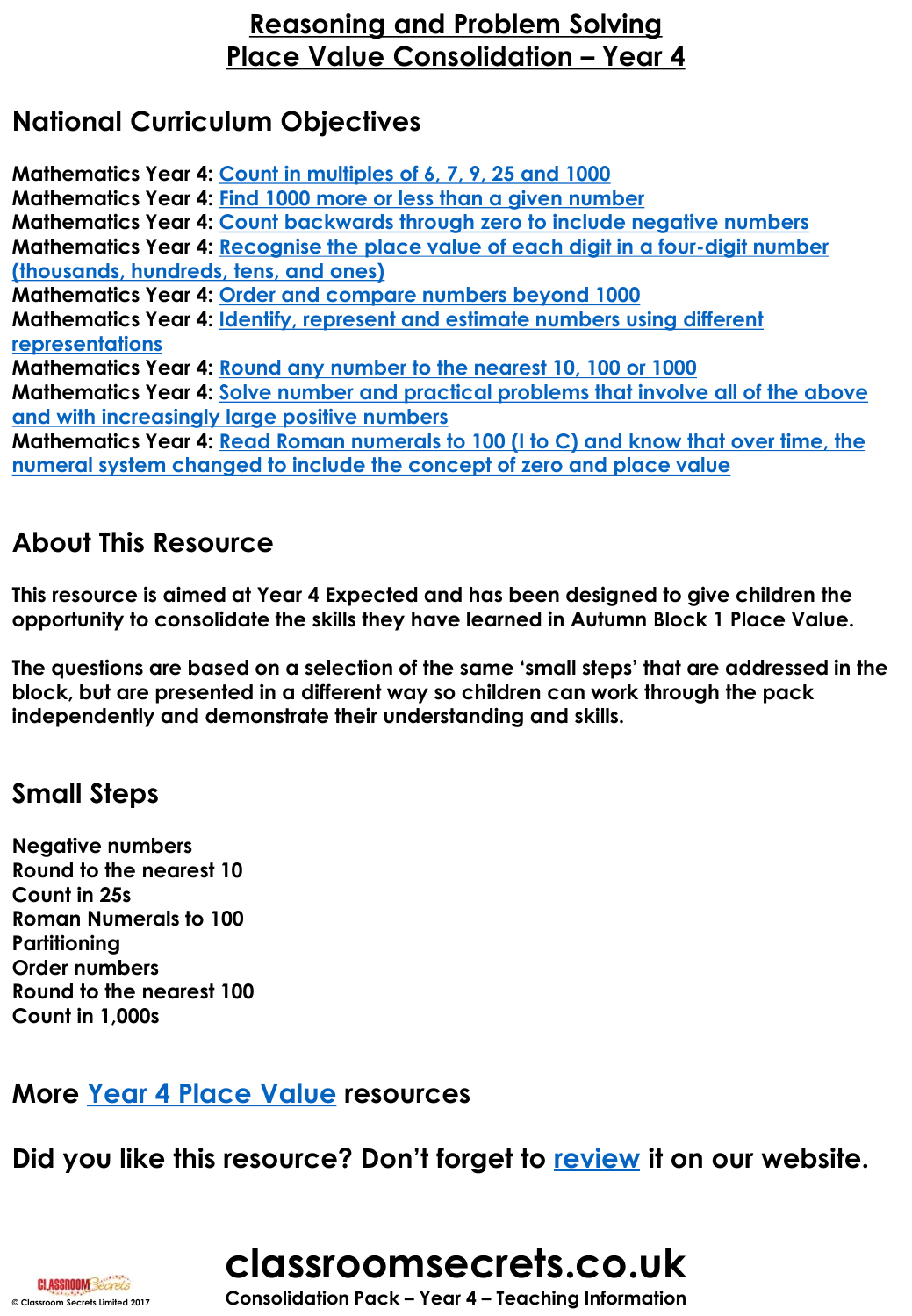# Reasoning and Problem Solving
# Place Value Consolidation – Year 4

## National Curriculum Objectives

**Mathematics Year 4:** Count in multiples of 6, 7, 9, 25 and 1000
**Mathematics Year 4:** Find 1000 more or less than a given number
**Mathematics Year 4:** Count backwards through zero to include negative numbers
**Mathematics Year 4:** Recognise the place value of each digit in a four-digit number (thousands, hundreds, tens, and ones)
**Mathematics Year 4:** Order and compare numbers beyond 1000
**Mathematics Year 4:** Identify, represent and estimate numbers using different representations
**Mathematics Year 4:** Round any number to the nearest 10, 100 or 1000
**Mathematics Year 4:** Solve number and practical problems that involve all of the above and with increasingly large positive numbers
**Mathematics Year 4:** Read Roman numerals to 100 (I to C) and know that over time, the numeral system changed to include the concept of zero and place value

## About This Resource

**This resource is aimed at Year 4 Expected and has been designed to give children the opportunity to consolidate the skills they have learned in Autumn Block 1 Place Value.**

**The questions are based on a selection of the same 'small steps' that are addressed in the block, but are presented in a different way so children can work through the pack independently and demonstrate their understanding and skills.**

## Small Steps

**Negative numbers**
**Round to the nearest 10**
**Count in 25s**
**Roman Numerals to 100**
**Partitioning**
**Order numbers**
**Round to the nearest 100**
**Count in 1,000s**

## More Year 4 Place Value resources

## Did you like this resource? Don't forget to review it on our website.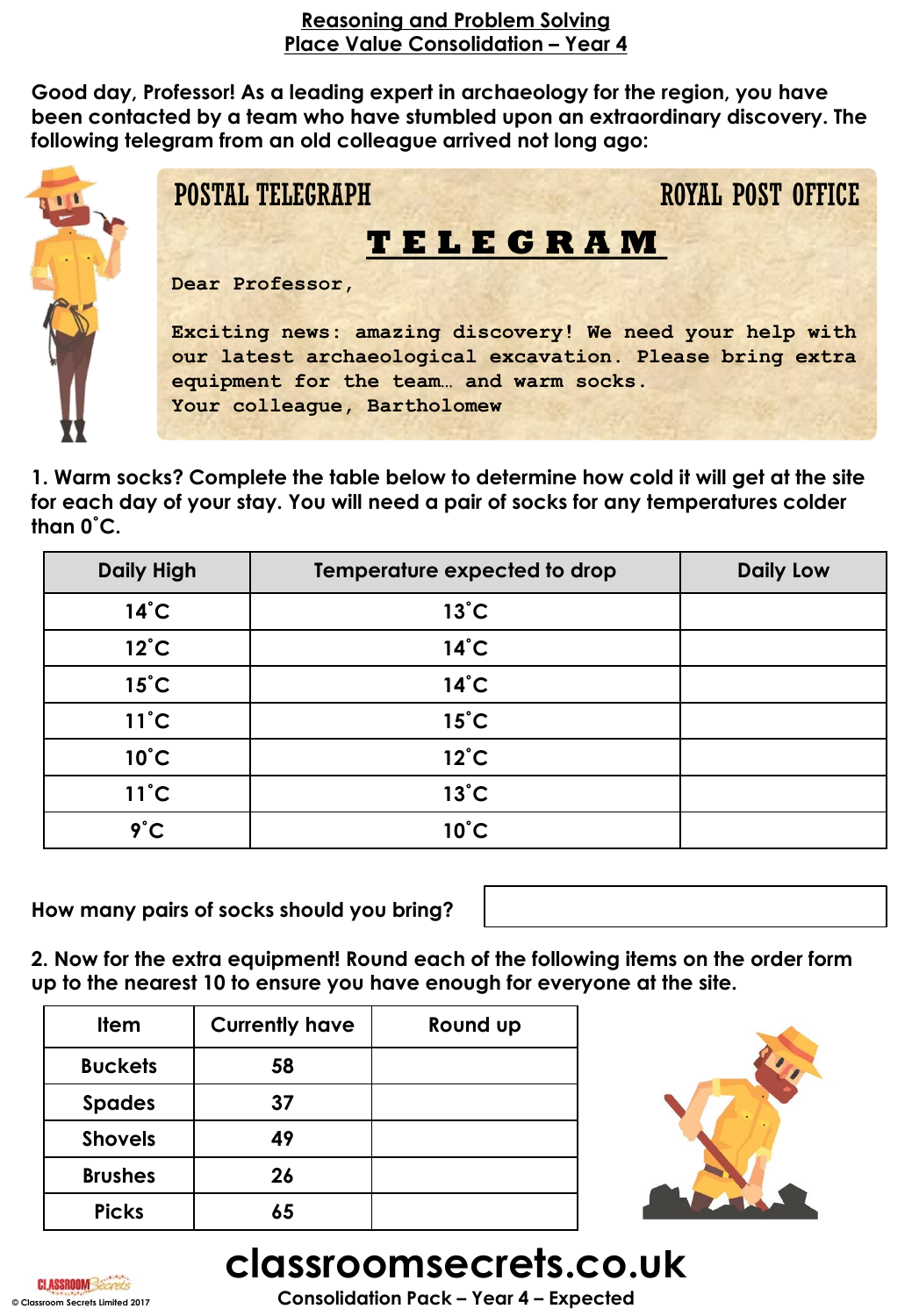## Reasoning and Problem Solving
## Place Value Consolidation – Year 4

**Good day, Professor! As a leading expert in archaeology for the region, you have been contacted by a team who have stumbled upon an extraordinary discovery. The following telegram from an old colleague arrived not long ago:**

POSTAL TELEGRAPH ROYAL POST OFFICE

**TELEGRAM**

```
Dear Professor,

Exciting news: amazing discovery! We need your help with
our latest archaeological excavation. Please bring extra
equipment for the team… and warm socks.
Your colleague, Bartholomew
```

**1. Warm socks? Complete the table below to determine how cold it will get at the site for each day of your stay. You will need a pair of socks for any temperatures colder than 0˚C.**

| Daily High | Temperature expected to drop | Daily Low |
|---|---|---|
| 14˚C | 13˚C | |
| 12˚C | 14˚C | |
| 15˚C | 14˚C | |
| 11˚C | 15˚C | |
| 10˚C | 12˚C | |
| 11˚C | 13˚C | |
| 9˚C | 10˚C | |

**How many pairs of socks should you bring?**

**2. Now for the extra equipment! Round each of the following items on the order form up to the nearest 10 to ensure you have enough for everyone at the site.**

| Item | Currently have | Round up |
|---|---|---|
| Buckets | 58 | |
| Spades | 37 | |
| Shovels | 49 | |
| Brushes | 26 | |
| Picks | 65 | |

classroomsecrets.co.uk

Consolidation Pack – Year 4 – Expected

© Classroom Secrets Limited 2017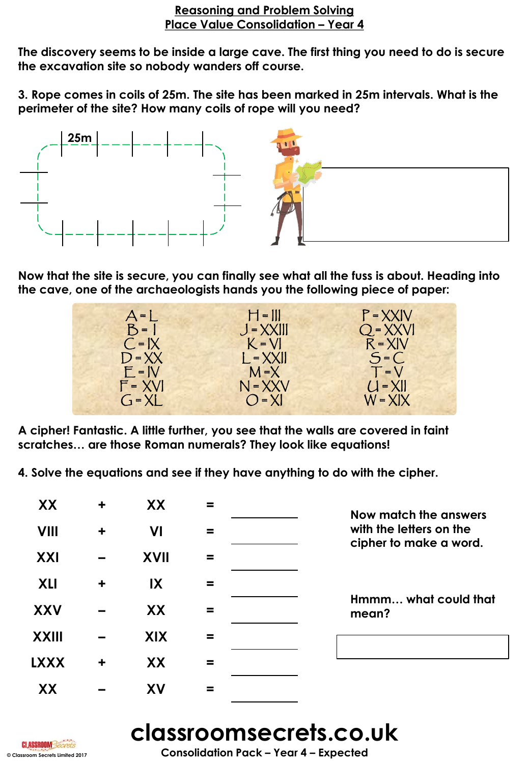# Reasoning and Problem Solving
## Place Value Consolidation – Year 4

**The discovery seems to be inside a large cave. The first thing you need to do is secure the excavation site so nobody wanders off course.**

**3. Rope comes in coils of 25m. The site has been marked in 25m intervals. What is the perimeter of the site? How many coils of rope will you need?**

25m

**Now that the site is secure, you can finally see what all the fuss is about. Heading into the cave, one of the archaeologists hands you the following piece of paper:**

| | | |
|---|---|---|
| A = L | H = III | P = XXIV |
| B = I | J = XXIII | Q = XXVI |
| C = IX | K = VI | R = XIV |
| D = XX | L = XXII | S = C |
| E = IV | M = X | T = V |
| F = XVI | N = XXV | U = XII |
| G = XL | O = XI | W = XIX |

**A cipher! Fantastic. A little further, you see that the walls are covered in faint scratches… are those Roman numerals? They look like equations!**

**4. Solve the equations and see if they have anything to do with the cipher.**

| | | | | |
|---|---|---|---|---|
| **XX** | **+** | **XX** | **=** | ________ |
| **VIII** | **+** | **VI** | **=** | ________ |
| **XXI** | **–** | **XVII** | **=** | ________ |
| **XLI** | **+** | **IX** | **=** | ________ |
| **XXV** | **–** | **XX** | **=** | ________ |
| **XXIII** | **–** | **XIX** | **=** | ________ |
| **LXXX** | **+** | **XX** | **=** | ________ |
| **XX** | **–** | **XV** | **=** | ________ |

**Now match the answers with the letters on the cipher to make a word.**

**Hmmm… what could that mean?**

# classroomsecrets.co.uk

**Consolidation Pack – Year 4 – Expected**

© Classroom Secrets Limited 2017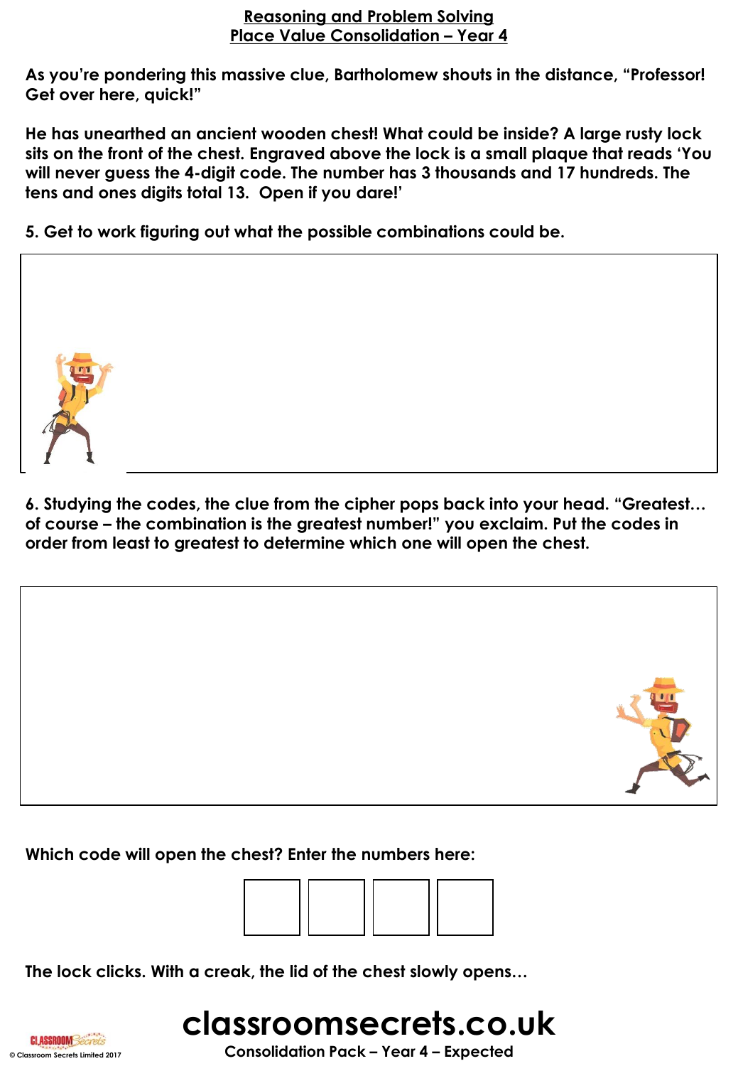# Reasoning and Problem Solving
## Place Value Consolidation – Year 4

**As you're pondering this massive clue, Bartholomew shouts in the distance, "Professor! Get over here, quick!"**

**He has unearthed an ancient wooden chest! What could be inside? A large rusty lock sits on the front of the chest. Engraved above the lock is a small plaque that reads 'You will never guess the 4-digit code. The number has 3 thousands and 17 hundreds. The tens and ones digits total 13. Open if you dare!'**

**5. Get to work figuring out what the possible combinations could be.**

**6. Studying the codes, the clue from the cipher pops back into your head. "Greatest… of course – the combination is the greatest number!" you exclaim. Put the codes in order from least to greatest to determine which one will open the chest.**

**Which code will open the chest? Enter the numbers here:**

| | | | |
|---|---|---|---|
| | | | |

**The lock clicks. With a creak, the lid of the chest slowly opens…**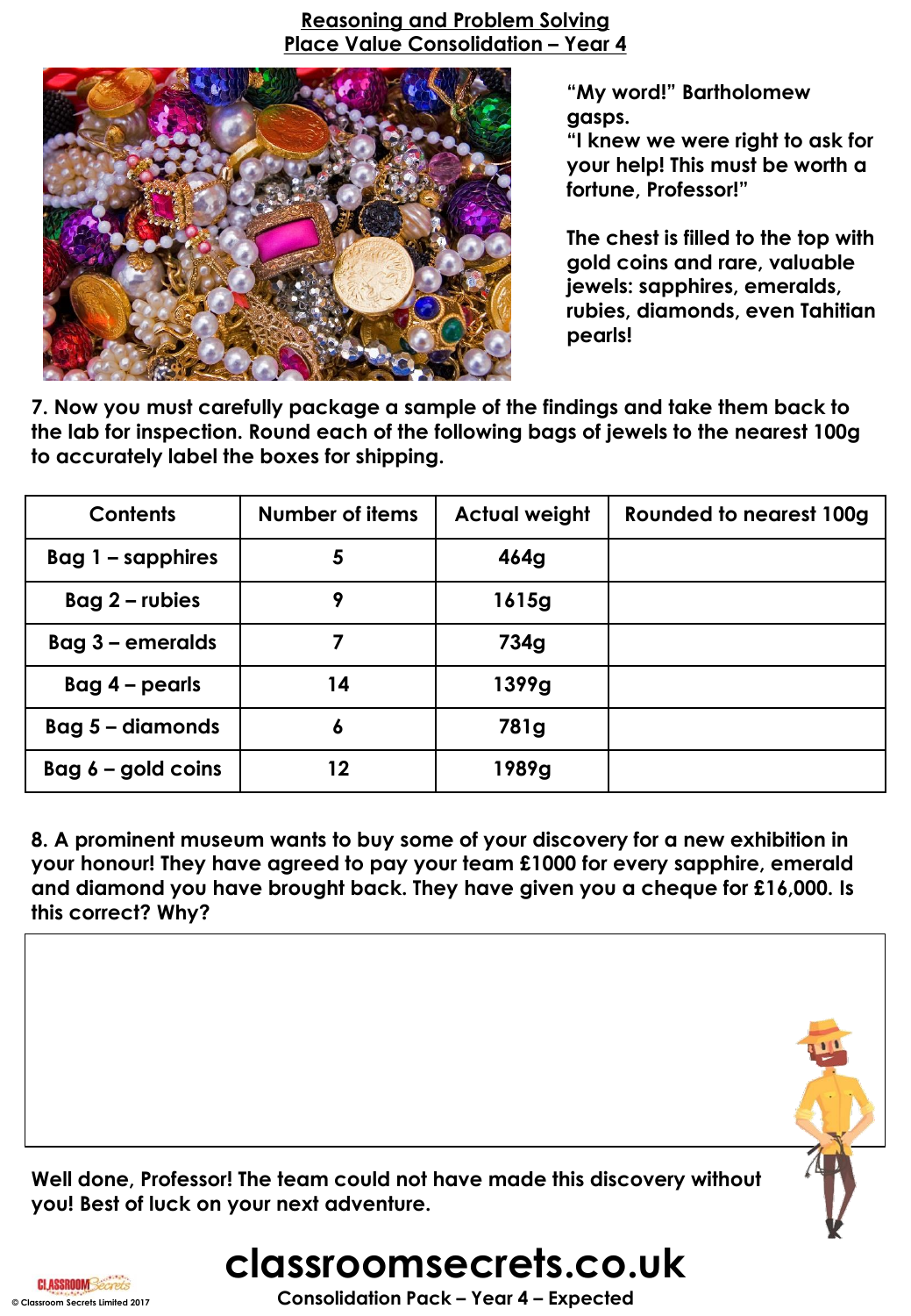# Reasoning and Problem Solving
## Place Value Consolidation – Year 4

"My word!" Bartholomew gasps.
"I knew we were right to ask for your help! This must be worth a fortune, Professor!"

The chest is filled to the top with gold coins and rare, valuable jewels: sapphires, emeralds, rubies, diamonds, even Tahitian pearls!

**7. Now you must carefully package a sample of the findings and take them back to the lab for inspection. Round each of the following bags of jewels to the nearest 100g to accurately label the boxes for shipping.**

| Contents | Number of items | Actual weight | Rounded to nearest 100g |
|---|---|---|---|
| Bag 1 – sapphires | 5 | 464g | |
| Bag 2 – rubies | 9 | 1615g | |
| Bag 3 – emeralds | 7 | 734g | |
| Bag 4 – pearls | 14 | 1399g | |
| Bag 5 – diamonds | 6 | 781g | |
| Bag 6 – gold coins | 12 | 1989g | |

**8. A prominent museum wants to buy some of your discovery for a new exhibition in your honour! They have agreed to pay your team £1000 for every sapphire, emerald and diamond you have brought back. They have given you a cheque for £16,000. Is this correct? Why?**

**Well done, Professor! The team could not have made this discovery without you! Best of luck on your next adventure.**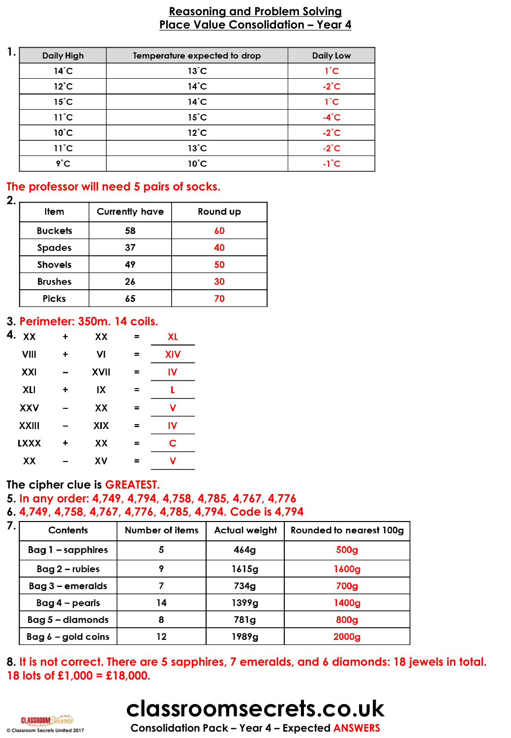# Reasoning and Problem Solving
## Place Value Consolidation – Year 4

1.

| Daily High | Temperature expected to drop | Daily Low |
|---|---|---|
| 14˚C | 13˚C | 1˚C |
| 12˚C | 14˚C | -2˚C |
| 15˚C | 14˚C | 1˚C |
| 11˚C | 15˚C | -4˚C |
| 10˚C | 12˚C | -2˚C |
| 11˚C | 13˚C | -2˚C |
| 9˚C | 10˚C | -1˚C |

The professor will need 5 pairs of socks.

2.

| Item | Currently have | Round up |
|---|---|---|
| Buckets | 58 | 60 |
| Spades | 37 | 40 |
| Shovels | 49 | 50 |
| Brushes | 26 | 30 |
| Picks | 65 | 70 |

3. Perimeter: 350m. 14 coils.

4.

| | | | | |
|---|---|---|---|---|
| XX | + | XX | = | XL |
| VIII | + | VI | = | XIV |
| XXI | – | XVII | = | IV |
| XLI | + | IX | = | L |
| XXV | – | XX | = | V |
| XXIII | – | XIX | = | IV |
| LXXX | + | XX | = | C |
| XX | – | XV | = | V |

The cipher clue is GREATEST.

5. In any order: 4,749, 4,794, 4,758, 4,785, 4,767, 4,776

6. 4,749, 4,758, 4,767, 4,776, 4,785, 4,794. Code is 4,794

7.

| Contents | Number of items | Actual weight | Rounded to nearest 100g |
|---|---|---|---|
| Bag 1 – sapphires | 5 | 464g | 500g |
| Bag 2 – rubies | 9 | 1615g | 1600g |
| Bag 3 – emeralds | 7 | 734g | 700g |
| Bag 4 – pearls | 14 | 1399g | 1400g |
| Bag 5 – diamonds | 8 | 781g | 800g |
| Bag 6 – gold coins | 12 | 1989g | 2000g |

8. It is not correct. There are 5 sapphires, 7 emeralds, and 6 diamonds: 18 jewels in total. 18 lots of £1,000 = £18,000.